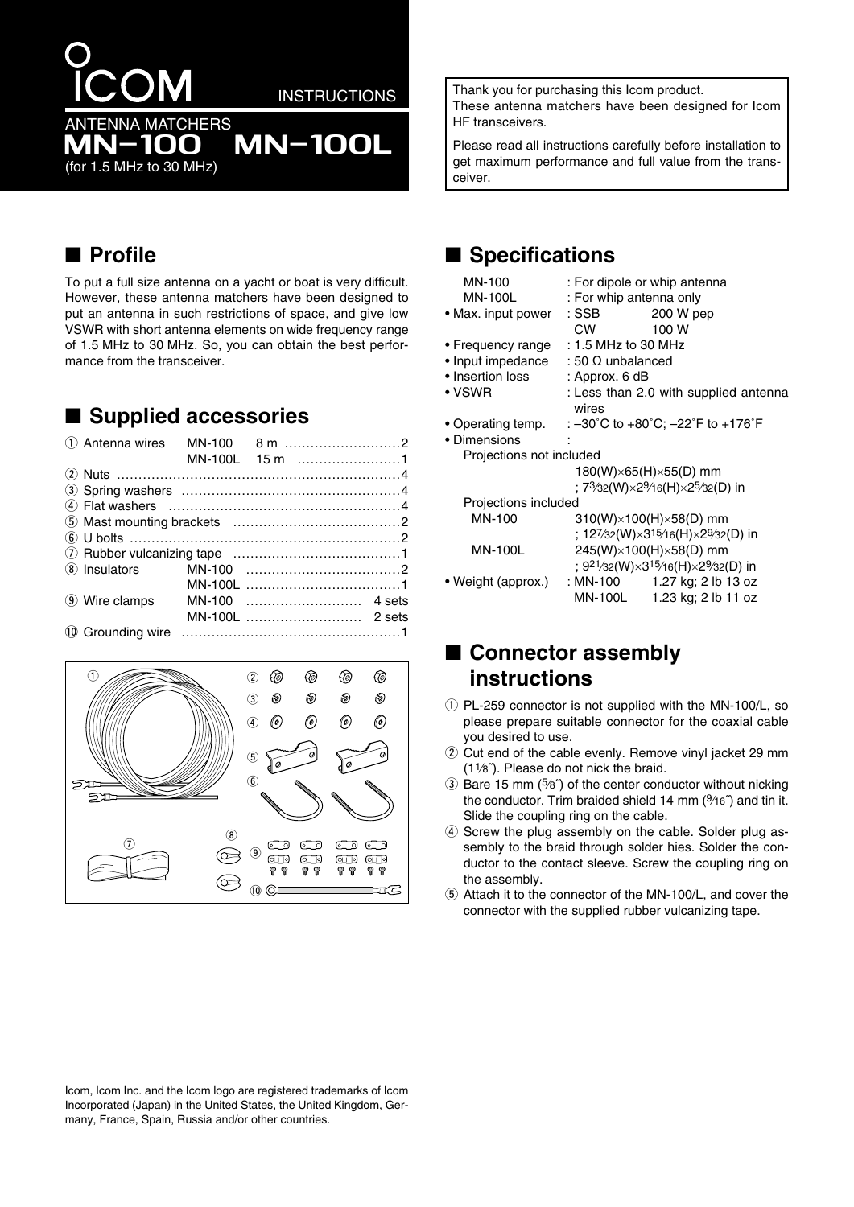# ICOM

INSTRUCTIONS

ANTENNA MATCHERS
**MN-100 MN-100L**
(for 1.5 MHz to 30 MHz)

Thank you for purchasing this Icom product.
These antenna matchers have been designed for Icom HF transceivers.

Please read all instructions carefully before installation to get maximum performance and full value from the transceiver.

## ■ Profile

To put a full size antenna on a yacht or boat is very difficult. However, these antenna matchers have been designed to put an antenna in such restrictions of space, and give low VSWR with short antenna elements on wide frequency range of 1.5 MHz to 30 MHz. So, you can obtain the best performance from the transceiver.

## ■ Supplied accessories

| | | | |
|---|---|---|---|
| ① Antenna wires | MN-100 | 8 m | 2 |
| | MN-100L | 15 m | 1 |
| ② Nuts | | | 4 |
| ③ Spring washers | | | 4 |
| ④ Flat washers | | | 4 |
| ⑤ Mast mounting brackets | | | 2 |
| ⑥ U bolts | | | 2 |
| ⑦ Rubber vulcanizing tape | | | 1 |
| ⑧ Insulators | MN-100 | | 2 |
| | MN-100L | | 1 |
| ⑨ Wire clamps | MN-100 | | 4 sets |
| | MN-100L | | 2 sets |
| ⑩ Grounding wire | | | 1 |

## ■ Specifications

| | |
|---|---|
| MN-100 | : For dipole or whip antenna |
| MN-100L | : For whip antenna only |
| • Max. input power | : SSB 200 W pep |
| | CW 100 W |
| • Frequency range | : 1.5 MHz to 30 MHz |
| • Input impedance | : 50 Ω unbalanced |
| • Insertion loss | : Approx. 6 dB |
| • VSWR | : Less than 2.0 with supplied antenna wires |
| • Operating temp. | : –30˚C to +80˚C; –22˚F to +176˚F |
| • Dimensions | : |
| Projections not included | 180(W)×65(H)×55(D) mm |
| | ; 7 3⁄32(W)×2 9⁄16(H)×2 5⁄32(D) in |
| Projections included | |
| MN-100 | 310(W)×100(H)×58(D) mm |
| | ; 12 7⁄32(W)×3 15⁄16(H)×2 9⁄32(D) in |
| MN-100L | 245(W)×100(H)×58(D) mm |
| | ; 9 21⁄32(W)×3 15⁄16(H)×2 9⁄32(D) in |
| • Weight (approx.) | : MN-100 1.27 kg; 2 lb 13 oz |
| | MN-100L 1.23 kg; 2 lb 11 oz |

## ■ Connector assembly instructions

① PL-259 connector is not supplied with the MN-100/L, so please prepare suitable connector for the coaxial cable you desired to use.

② Cut end of the cable evenly. Remove vinyl jacket 29 mm (1 1⁄8˝). Please do not nick the braid.

③ Bare 15 mm (5⁄8˝) of the center conductor without nicking the conductor. Trim braided shield 14 mm (9⁄16˝) and tin it. Slide the coupling ring on the cable.

④ Screw the plug assembly on the cable. Solder plug assembly to the braid through solder hies. Solder the conductor to the contact sleeve. Screw the coupling ring on the assembly.

⑤ Attach it to the connector of the MN-100/L, and cover the connector with the supplied rubber vulcanizing tape.

Icom, Icom Inc. and the Icom logo are registered trademarks of Icom Incorporated (Japan) in the United States, the United Kingdom, Germany, France, Spain, Russia and/or other countries.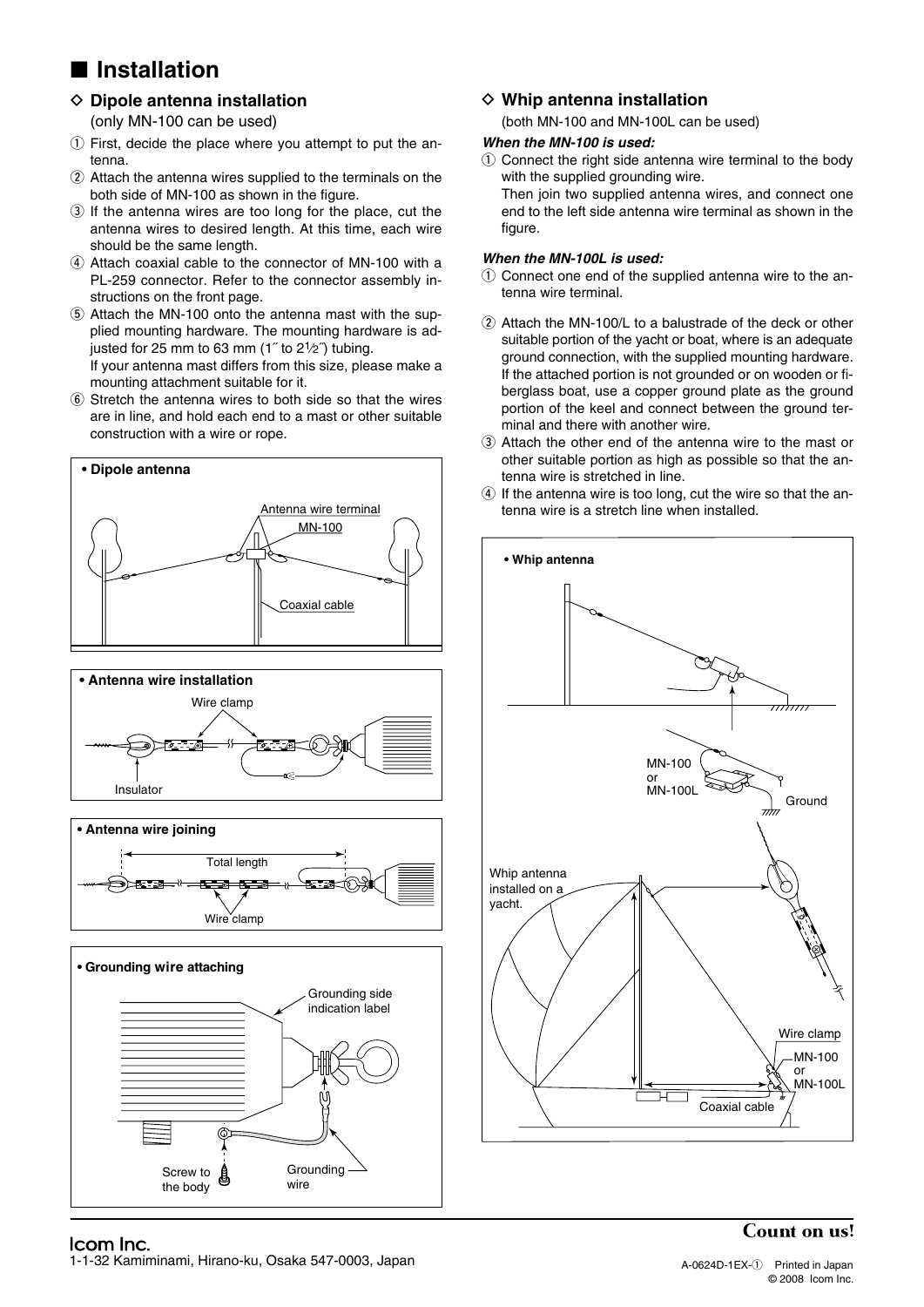## ■ Installation

### ◇ Dipole antenna installation

(only MN-100 can be used)

① First, decide the place where you attempt to put the antenna.

② Attach the antenna wires supplied to the terminals on the both side of MN-100 as shown in the figure.

③ If the antenna wires are too long for the place, cut the antenna wires to desired length. At this time, each wire should be the same length.

④ Attach coaxial cable to the connector of MN-100 with a PL-259 connector. Refer to the connector assembly instructions on the front page.

⑤ Attach the MN-100 onto the antenna mast with the supplied mounting hardware. The mounting hardware is adjusted for 25 mm to 63 mm (1″ to 2½″) tubing.
If your antenna mast differs from this size, please make a mounting attachment suitable for it.

⑥ Stretch the antenna wires to both side so that the wires are in line, and hold each end to a mast or other suitable construction with a wire or rope.

**• Dipole antenna**

Antenna wire terminal
MN-100
Coaxial cable

**• Antenna wire installation**

Wire clamp
Insulator

**• Antenna wire joining**

Total length
Wire clamp

**• Grounding wire attaching**

Grounding side indication label
Screw to the body
Grounding wire

### ◇ Whip antenna installation

(both MN-100 and MN-100L can be used)

***When the MN-100 is used:***

① Connect the right side antenna wire terminal to the body with the supplied grounding wire.
Then join two supplied antenna wires, and connect one end to the left side antenna wire terminal as shown in the figure.

***When the MN-100L is used:***

① Connect one end of the supplied antenna wire to the antenna wire terminal.

② Attach the MN-100/L to a balustrade of the deck or other suitable portion of the yacht or boat, where is an adequate ground connection, with the supplied mounting hardware. If the attached portion is not grounded or on wooden or fiberglass boat, use a copper ground plate as the ground portion of the keel and connect between the ground terminal and there with another wire.

③ Attach the other end of the antenna wire to the mast or other suitable portion as high as possible so that the antenna wire is stretched in line.

④ If the antenna wire is too long, cut the wire so that the antenna wire is a stretch line when installed.

**• Whip antenna**

MN-100
or
MN-100L
Ground

Whip antenna installed on a yacht.

Wire clamp
MN-100
or
MN-100L
Coaxial cable

Icom Inc.
1-1-32 Kamiminami, Hirano-ku, Osaka 547-0003, Japan

Count on us!

A-0624D-1EX-① Printed in Japan
© 2008 Icom Inc.